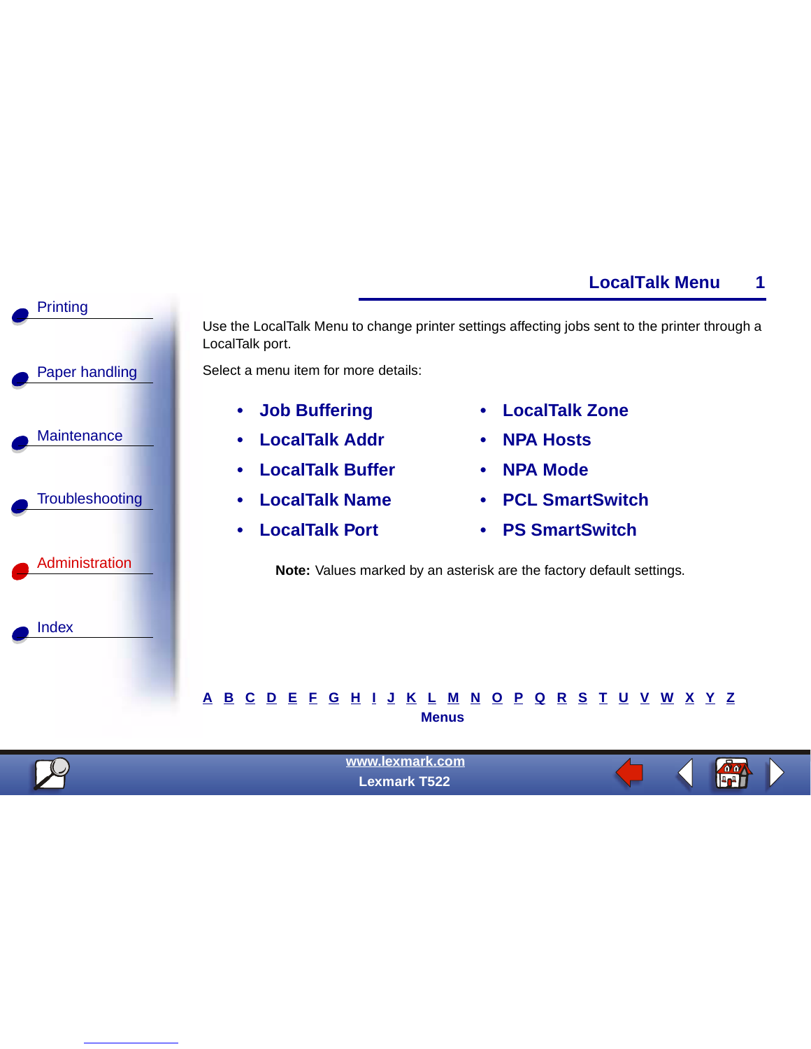# LocalTalk Menu

Use the LocalTalk Menu to change printer settings affecting jobs sent to the printer through a LocalTalk port.

Select a menu item for more details:

- Job Buffering
- LocalTalk Addr
- LocalTalk Buffer
- LocalTalk Name
- LocalTalk Port
- LocalTalk Zone
- NPA Hosts
- NPA Mode
- PCL SmartSwitch
- PS SmartSwitch

**Note:** Values marked by an asterisk are the factory default settings.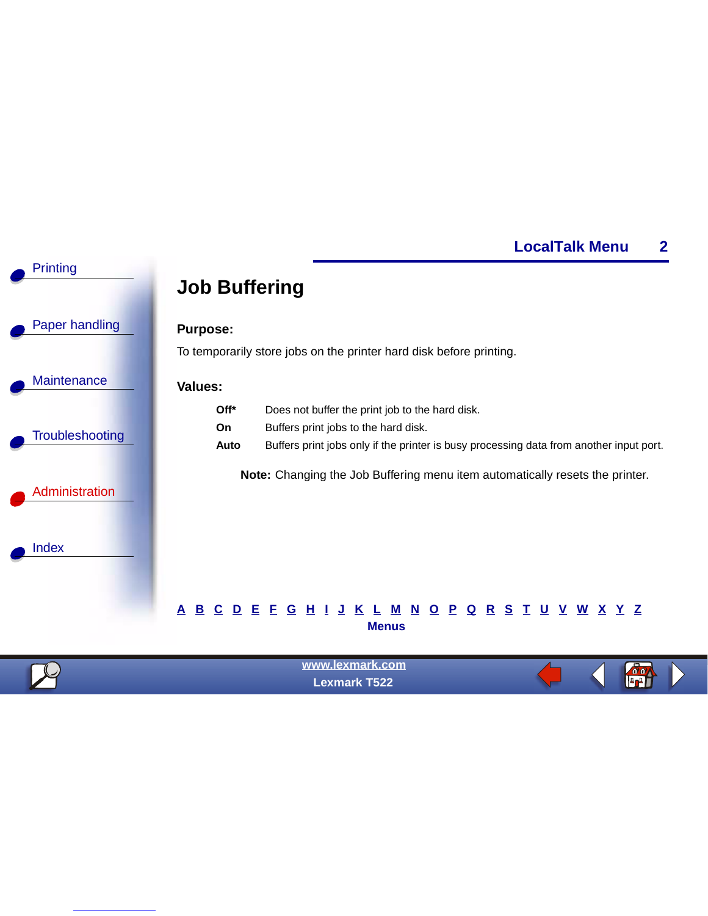# Job Buffering

**Purpose:**

To temporarily store jobs on the printer hard disk before printing.

**Values:**

| | |
|---|---|
| **Off*** | Does not buffer the print job to the hard disk. |
| **On** | Buffers print jobs to the hard disk. |
| **Auto** | Buffers print jobs only if the printer is busy processing data from another input port. |

**Note:** Changing the Job Buffering menu item automatically resets the printer.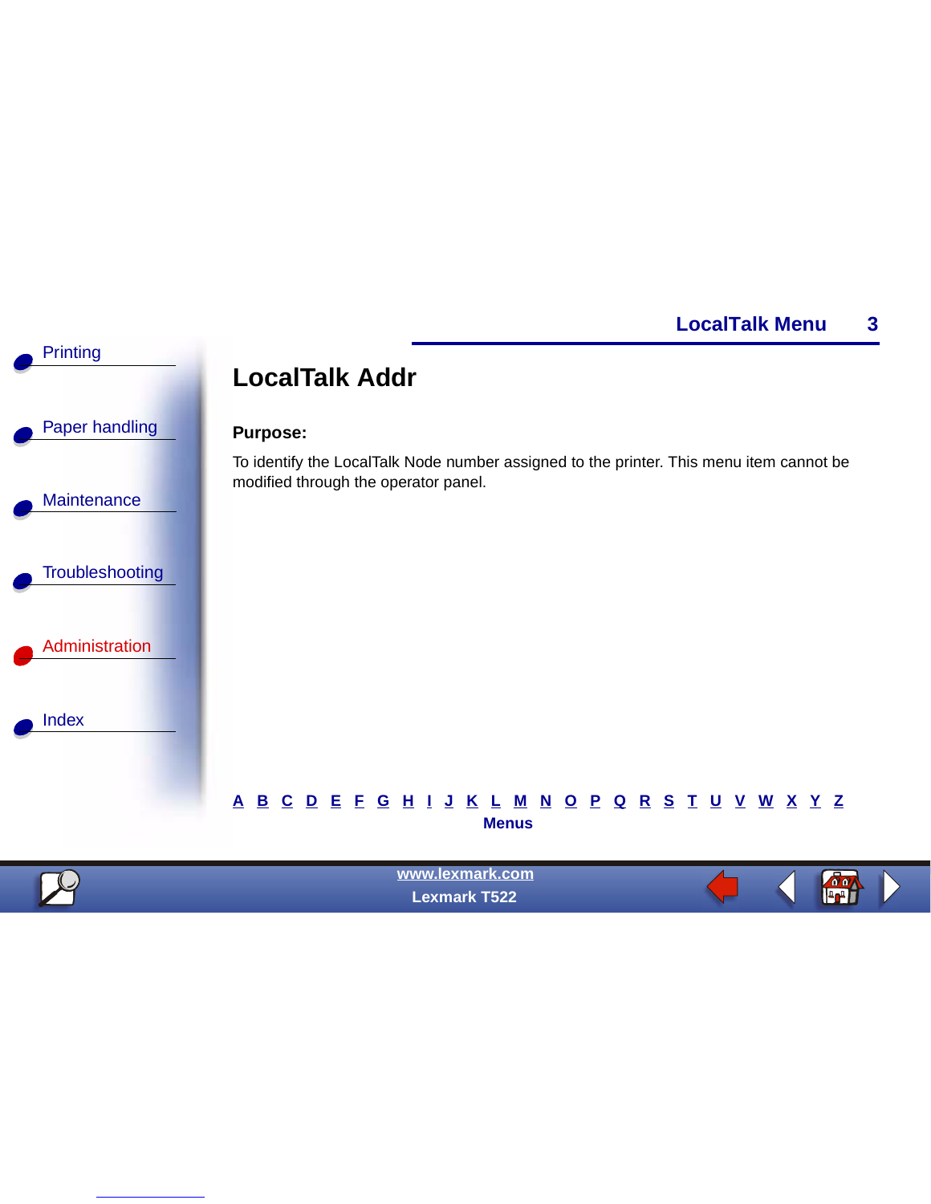# LocalTalk Addr

**Purpose:**

To identify the LocalTalk Node number assigned to the printer. This menu item cannot be modified through the operator panel.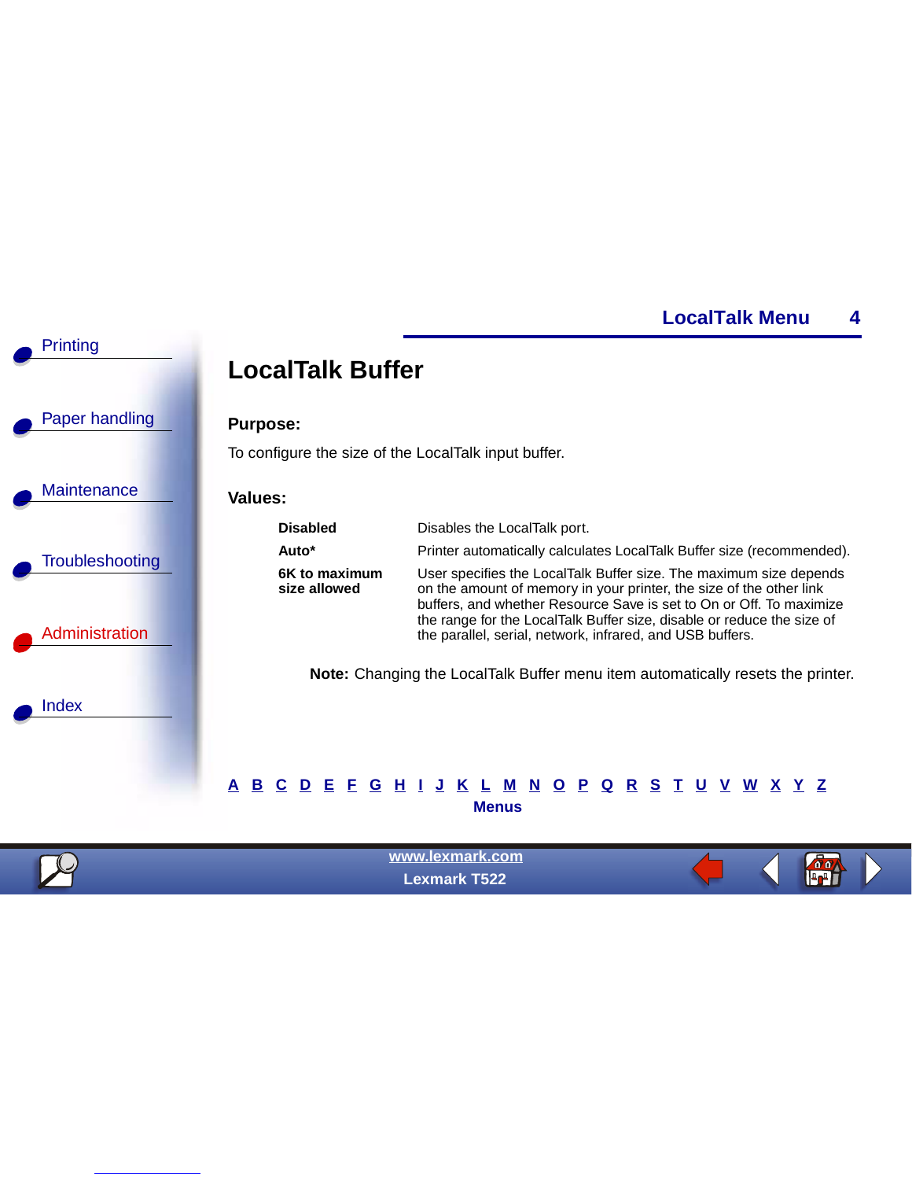# LocalTalk Buffer

**Purpose:**

To configure the size of the LocalTalk input buffer.

**Values:**

| | |
|---|---|
| **Disabled** | Disables the LocalTalk port. |
| **Auto*** | Printer automatically calculates LocalTalk Buffer size (recommended). |
| **6K to maximum size allowed** | User specifies the LocalTalk Buffer size. The maximum size depends on the amount of memory in your printer, the size of the other link buffers, and whether Resource Save is set to On or Off. To maximize the range for the LocalTalk Buffer size, disable or reduce the size of the parallel, serial, network, infrared, and USB buffers. |

**Note:** Changing the LocalTalk Buffer menu item automatically resets the printer.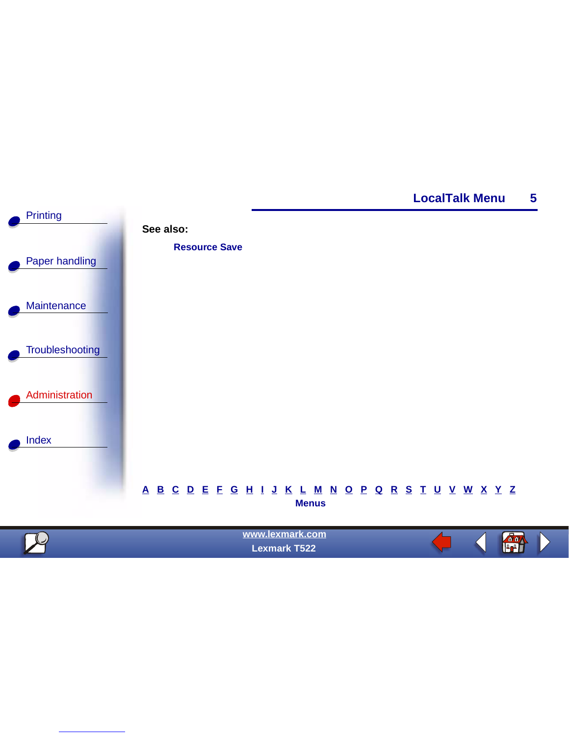**See also:**

**Resource Save**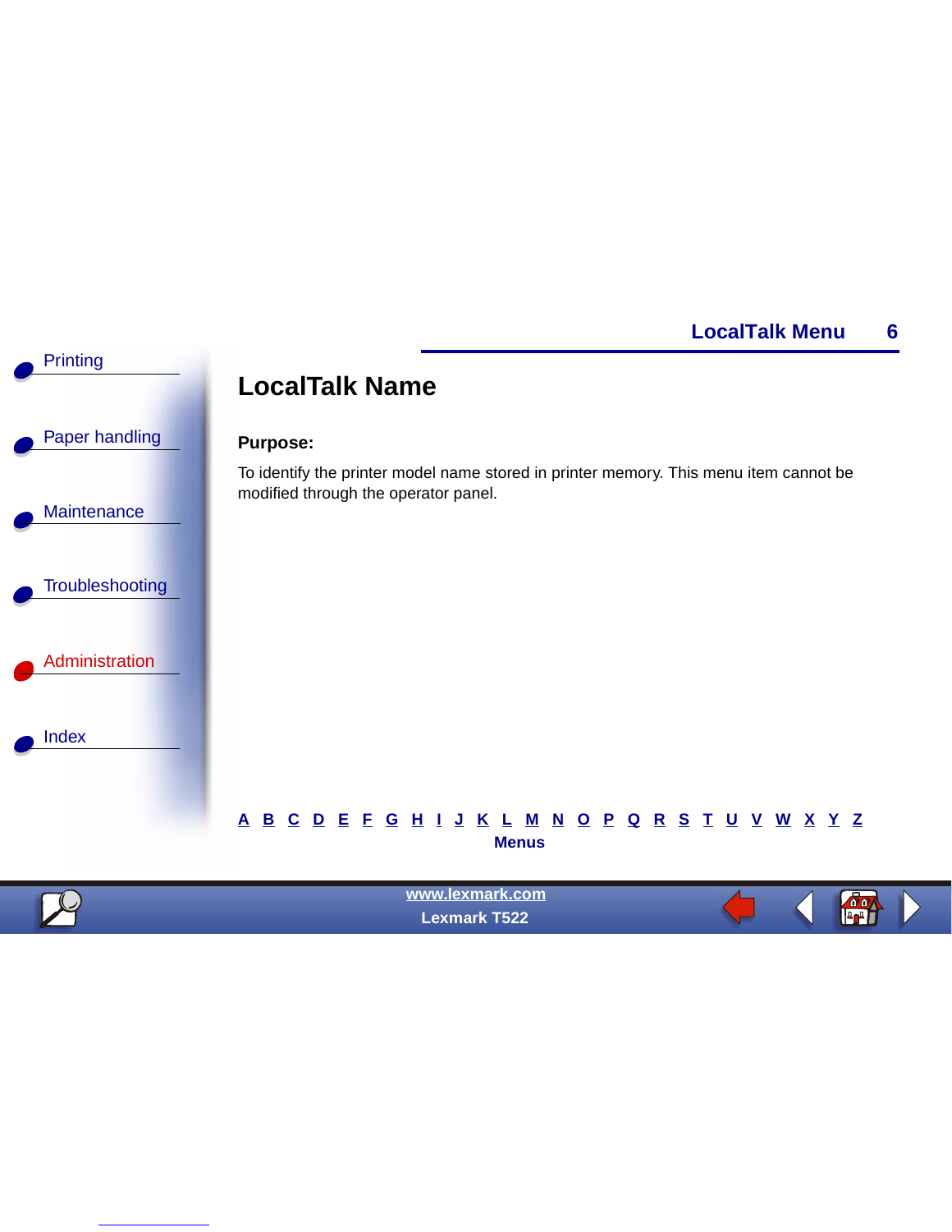# LocalTalk Name

**Purpose:**

To identify the printer model name stored in printer memory. This menu item cannot be modified through the operator panel.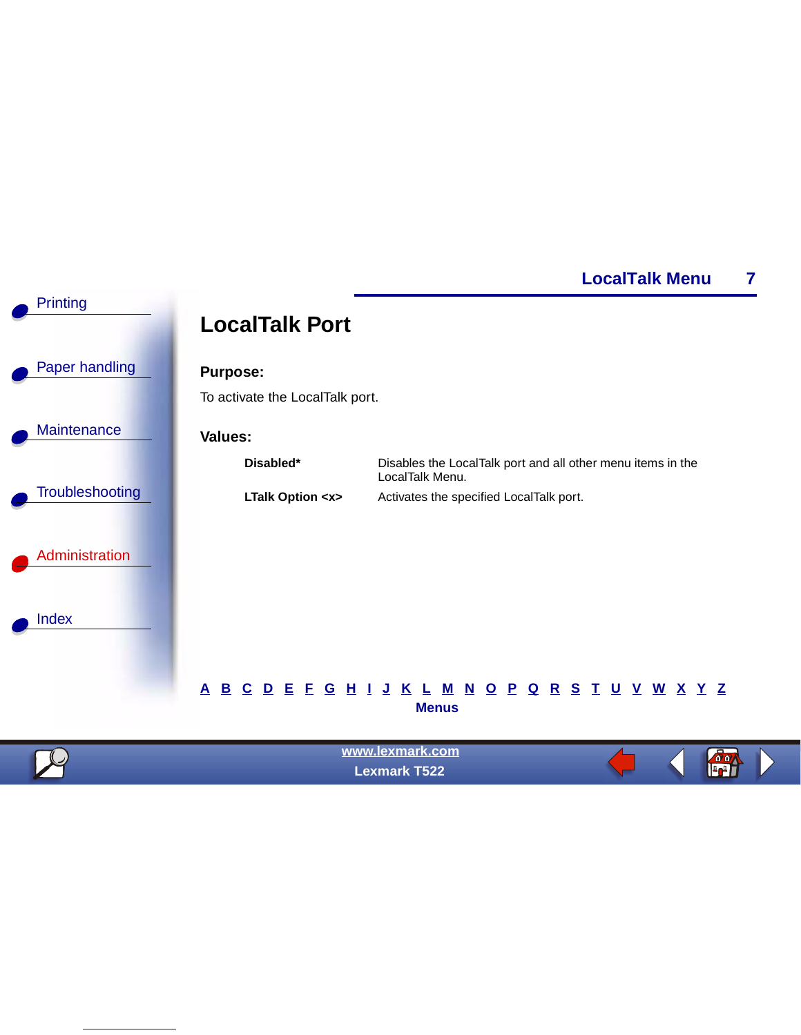# LocalTalk Port

**Purpose:**

To activate the LocalTalk port.

**Values:**

| | |
|---|---|
| **Disabled*** | Disables the LocalTalk port and all other menu items in the LocalTalk Menu. |
| **LTalk Option <x>** | Activates the specified LocalTalk port. |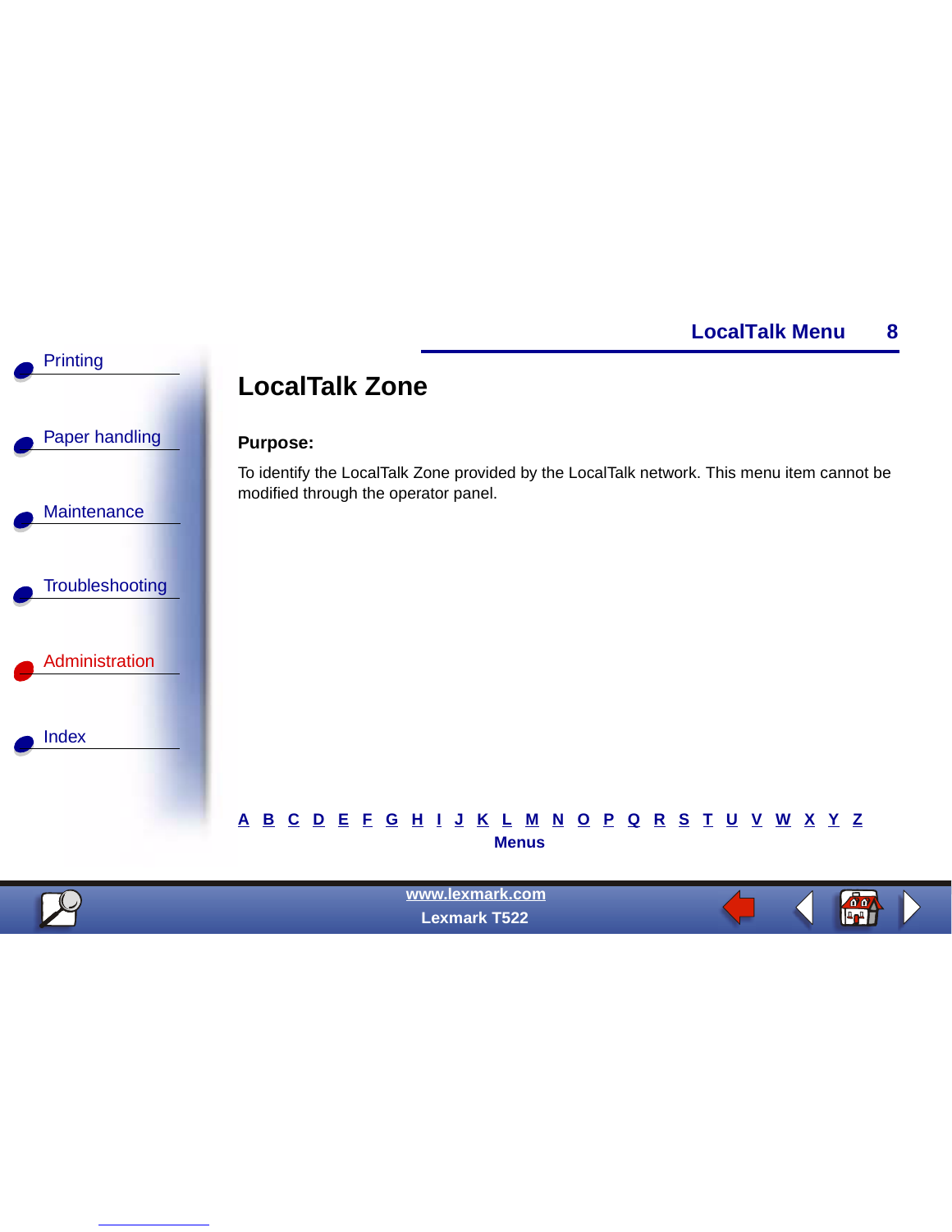# LocalTalk Zone

**Purpose:**

To identify the LocalTalk Zone provided by the LocalTalk network. This menu item cannot be modified through the operator panel.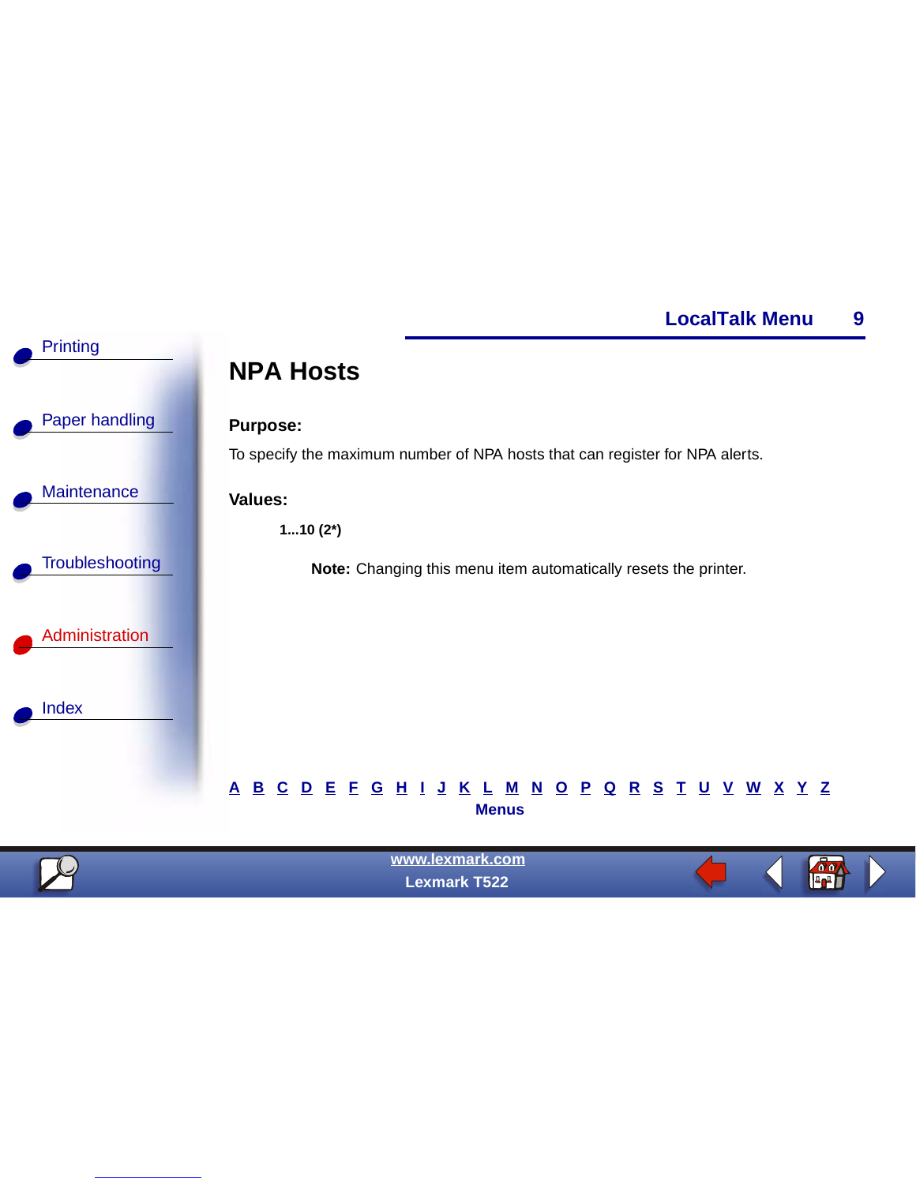# NPA Hosts

**Purpose:**

To specify the maximum number of NPA hosts that can register for NPA alerts.

**Values:**

**1...10 (2*)**

**Note:** Changing this menu item automatically resets the printer.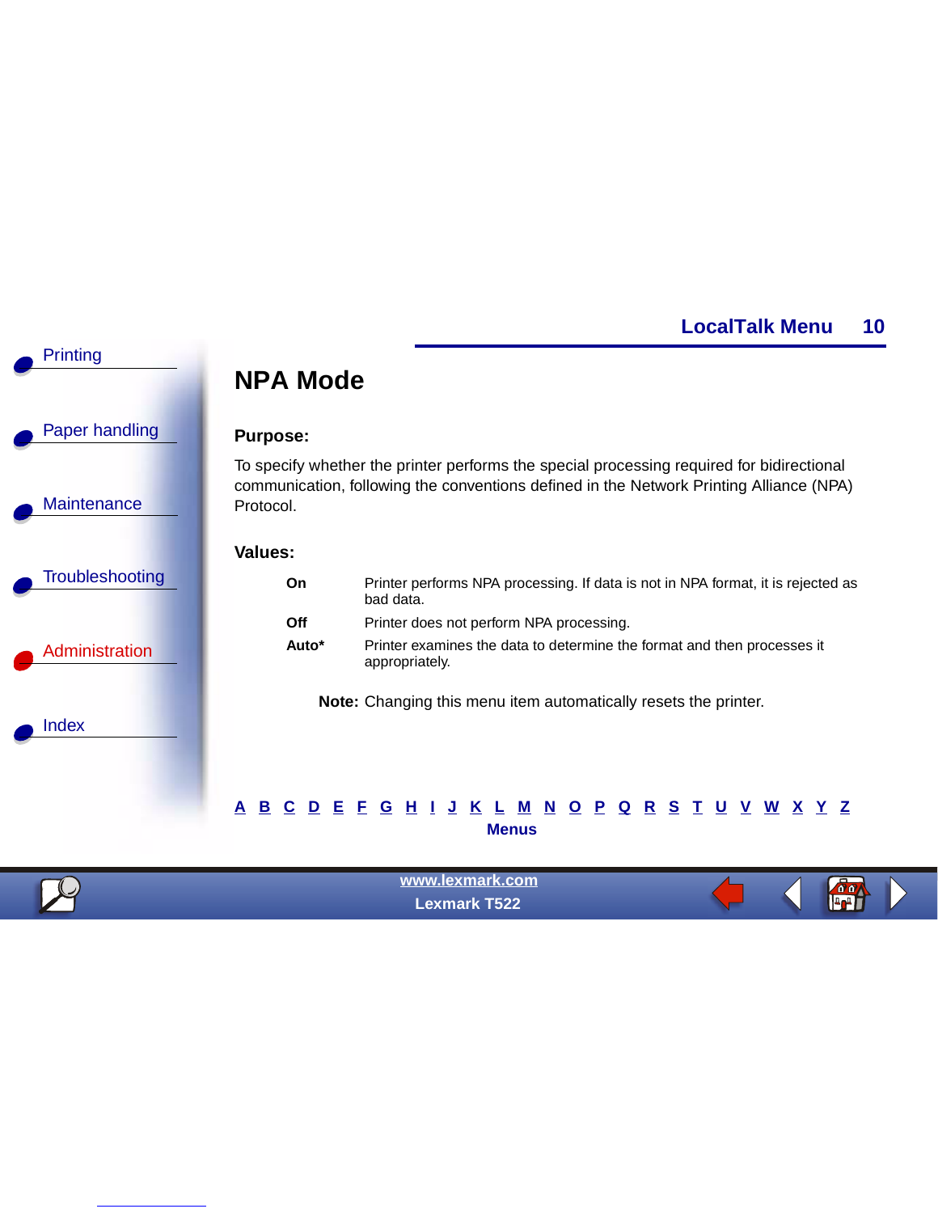# NPA Mode

**Purpose:**

To specify whether the printer performs the special processing required for bidirectional communication, following the conventions defined in the Network Printing Alliance (NPA) Protocol.

**Values:**

| | |
|---|---|
| **On** | Printer performs NPA processing. If data is not in NPA format, it is rejected as bad data. |
| **Off** | Printer does not perform NPA processing. |
| **Auto*** | Printer examines the data to determine the format and then processes it appropriately. |

**Note:** Changing this menu item automatically resets the printer.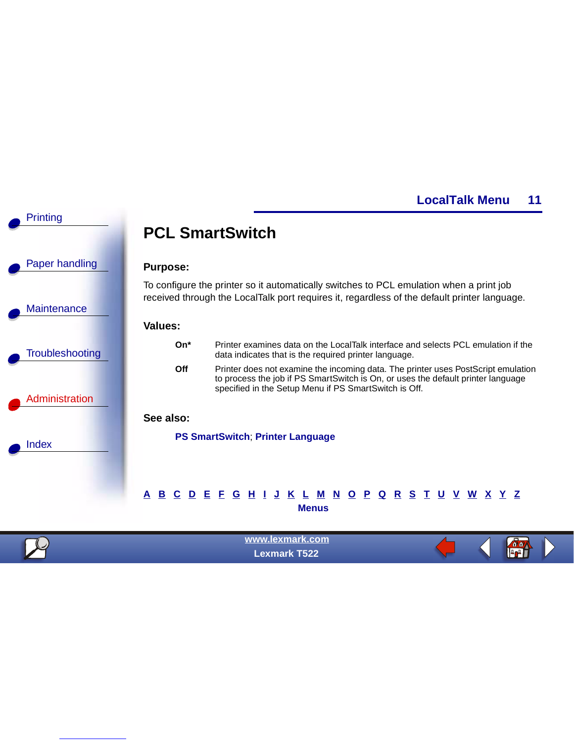# PCL SmartSwitch

**Purpose:**

To configure the printer so it automatically switches to PCL emulation when a print job received through the LocalTalk port requires it, regardless of the default printer language.

**Values:**

| | |
|---|---|
| **On*** | Printer examines data on the LocalTalk interface and selects PCL emulation if the data indicates that is the required printer language. |
| **Off** | Printer does not examine the incoming data. The printer uses PostScript emulation to process the job if PS SmartSwitch is On, or uses the default printer language specified in the Setup Menu if PS SmartSwitch is Off. |

**See also:**

**PS SmartSwitch**; **Printer Language**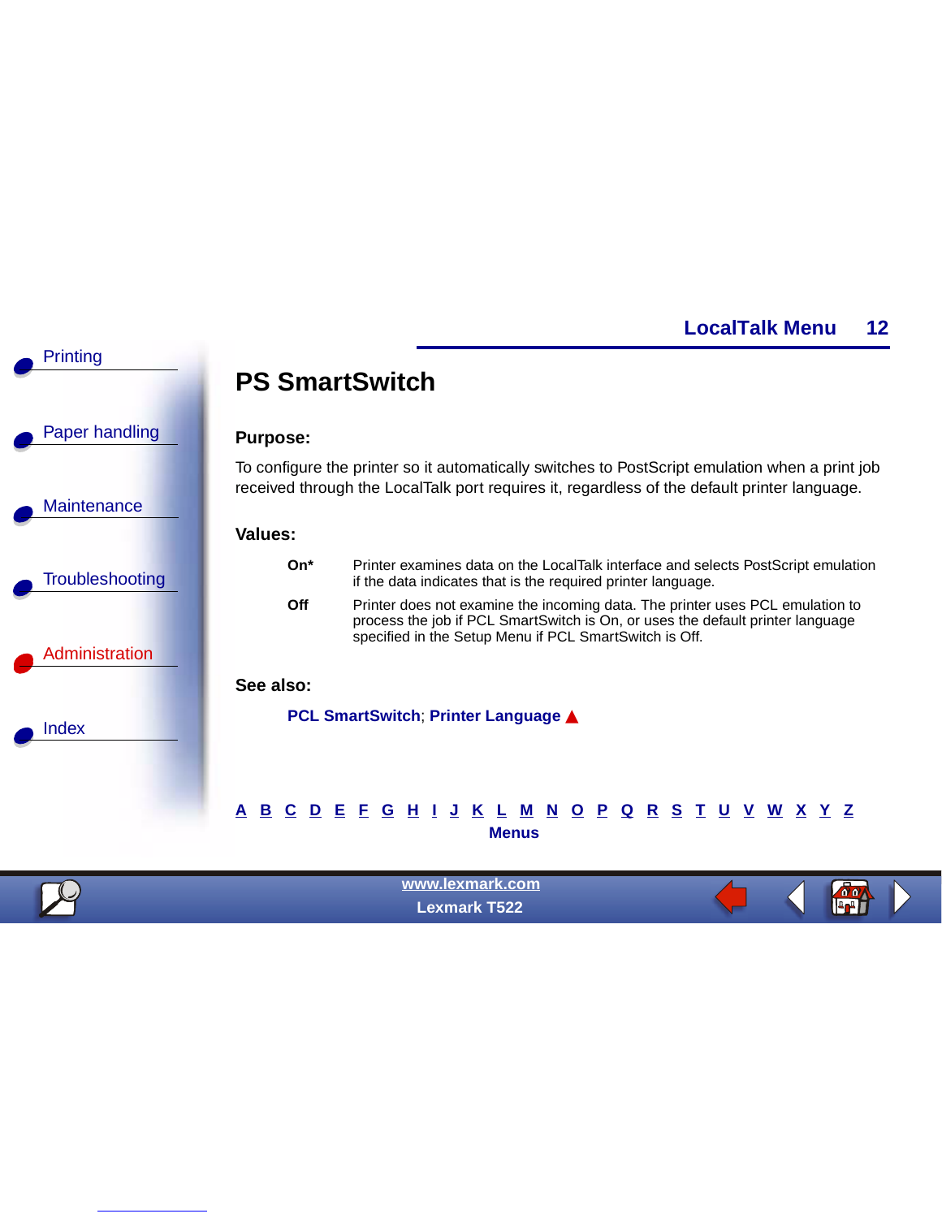# PS SmartSwitch

**Purpose:**

To configure the printer so it automatically switches to PostScript emulation when a print job received through the LocalTalk port requires it, regardless of the default printer language.

**Values:**

| | |
|---|---|
| **On*** | Printer examines data on the LocalTalk interface and selects PostScript emulation if the data indicates that is the required printer language. |
| **Off** | Printer does not examine the incoming data. The printer uses PCL emulation to process the job if PCL SmartSwitch is On, or uses the default printer language specified in the Setup Menu if PCL SmartSwitch is Off. |

**See also:**

**PCL SmartSwitch**; **Printer Language**